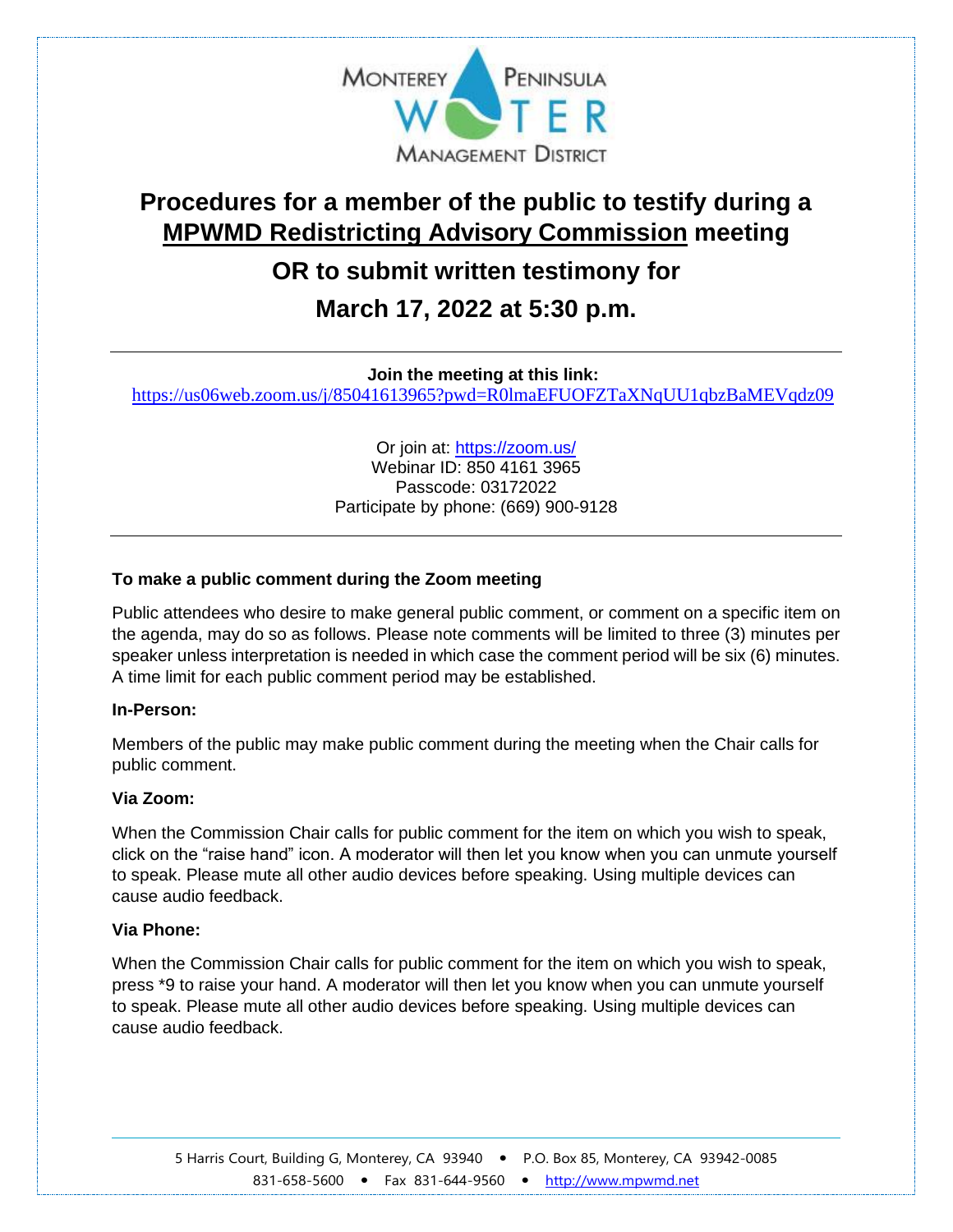MONTEREY PENINSULA WATER MANAGEMENT DISTRICT

# Procedures for a member of the public to testify during a MPWMD Redistricting Advisory Commission meeting

## OR to submit written testimony for

## March 17, 2022 at 5:30 p.m.

---

**Join the meeting at this link:**
https://us06web.zoom.us/j/85041613965?pwd=R0lmaEFUOFZTaXNqUU1qbzBaMEVqdz09

Or join at: https://zoom.us/
Webinar ID: 850 4161 3965
Passcode: 03172022
Participate by phone: (669) 900-9128

---

### To make a public comment during the Zoom meeting

Public attendees who desire to make general public comment, or comment on a specific item on the agenda, may do so as follows. Please note comments will be limited to three (3) minutes per speaker unless interpretation is needed in which case the comment period will be six (6) minutes. A time limit for each public comment period may be established.

**In-Person:**

Members of the public may make public comment during the meeting when the Chair calls for public comment.

**Via Zoom:**

When the Commission Chair calls for public comment for the item on which you wish to speak, click on the "raise hand" icon. A moderator will then let you know when you can unmute yourself to speak. Please mute all other audio devices before speaking. Using multiple devices can cause audio feedback.

**Via Phone:**

When the Commission Chair calls for public comment for the item on which you wish to speak, press *9 to raise your hand. A moderator will then let you know when you can unmute yourself to speak. Please mute all other audio devices before speaking. Using multiple devices can cause audio feedback.

---

5 Harris Court, Building G, Monterey, CA 93940 • P.O. Box 85, Monterey, CA 93942-0085
831-658-5600 • Fax 831-644-9560 • http://www.mpwmd.net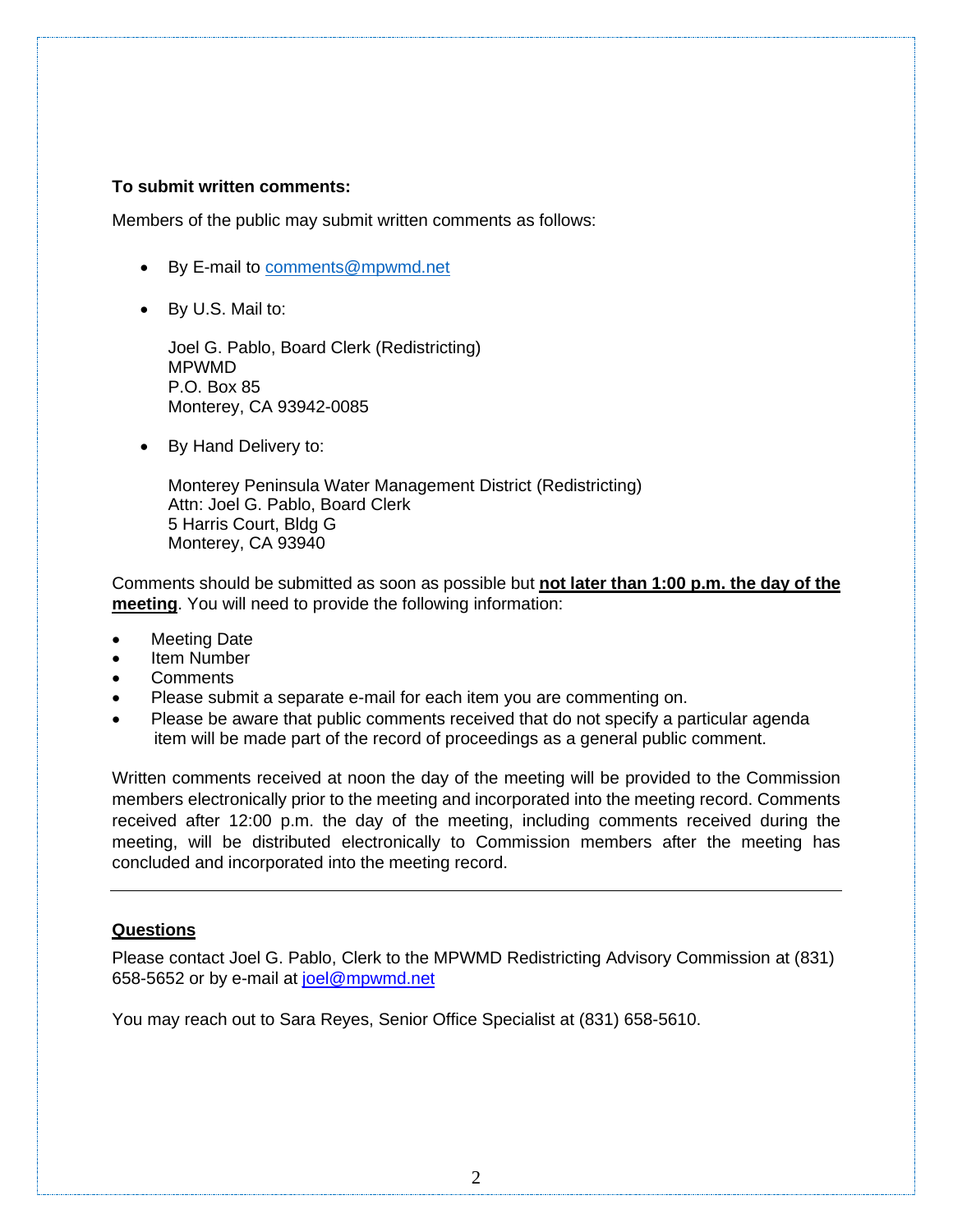**To submit written comments:**

Members of the public may submit written comments as follows:

- By E-mail to comments@mpwmd.net

- By U.S. Mail to:

  Joel G. Pablo, Board Clerk (Redistricting)
  MPWMD
  P.O. Box 85
  Monterey, CA 93942-0085

- By Hand Delivery to:

  Monterey Peninsula Water Management District (Redistricting)
  Attn: Joel G. Pablo, Board Clerk
  5 Harris Court, Bldg G
  Monterey, CA 93940

Comments should be submitted as soon as possible but **not later than 1:00 p.m. the day of the meeting**. You will need to provide the following information:

- Meeting Date
- Item Number
- Comments
- Please submit a separate e-mail for each item you are commenting on.
- Please be aware that public comments received that do not specify a particular agenda item will be made part of the record of proceedings as a general public comment.

Written comments received at noon the day of the meeting will be provided to the Commission members electronically prior to the meeting and incorporated into the meeting record. Comments received after 12:00 p.m. the day of the meeting, including comments received during the meeting, will be distributed electronically to Commission members after the meeting has concluded and incorporated into the meeting record.

---

**Questions**

Please contact Joel G. Pablo, Clerk to the MPWMD Redistricting Advisory Commission at (831) 658-5652 or by e-mail at joel@mpwmd.net

You may reach out to Sara Reyes, Senior Office Specialist at (831) 658-5610.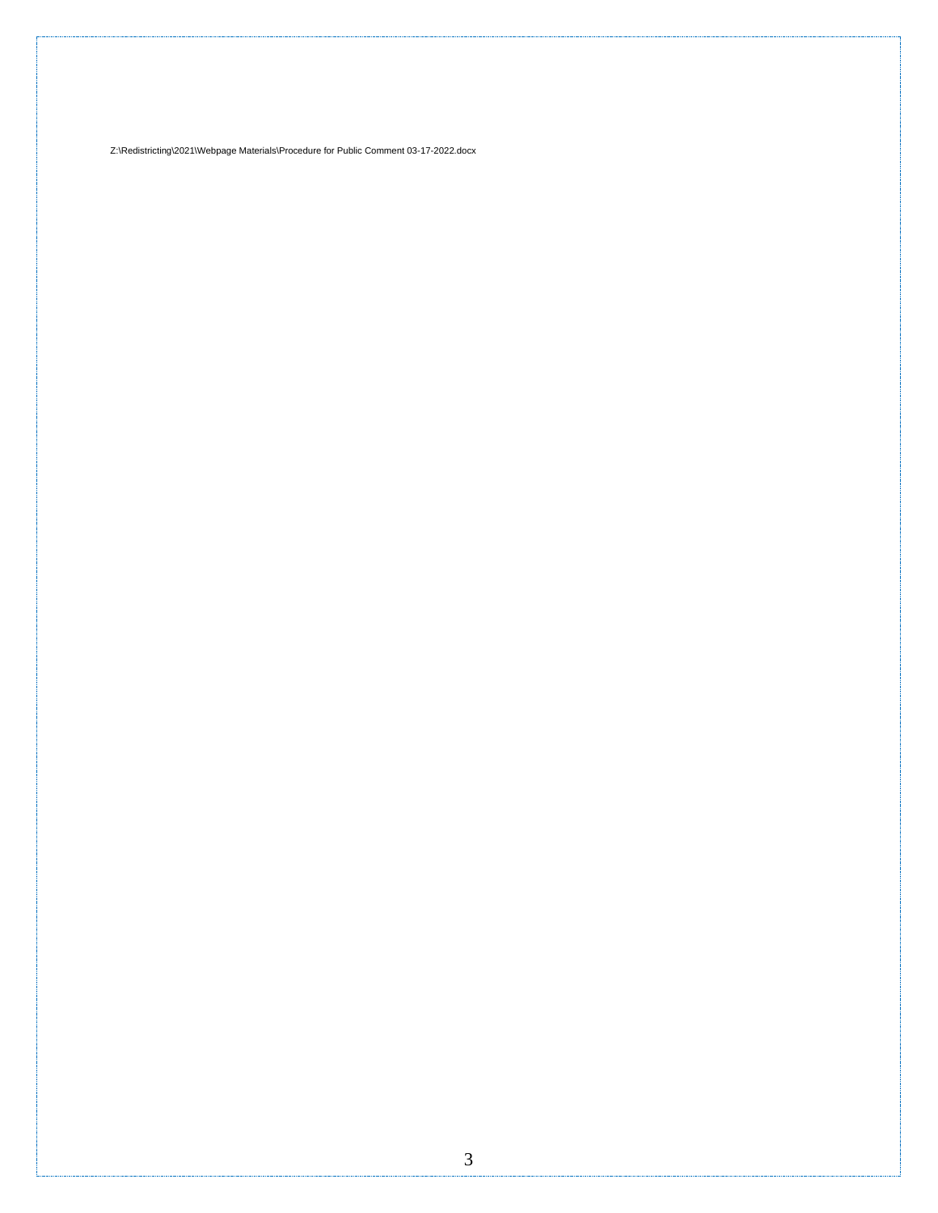Z:\Redistricting\2021\Webpage Materials\Procedure for Public Comment 03-17-2022.docx